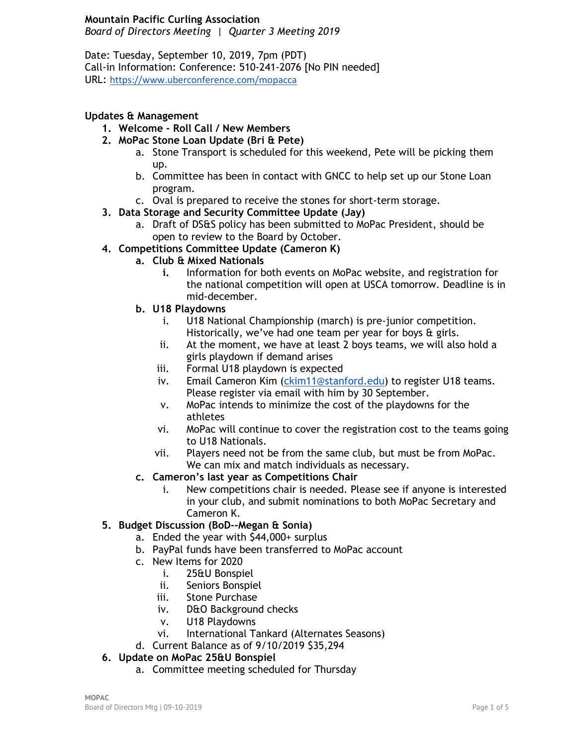**Mountain Pacific Curling Association**
*Board of Directors Meeting | Quarter 3 Meeting 2019*

Date: Tuesday, September 10, 2019, 7pm (PDT)
Call-in Information: Conference: 510-241-2076 [No PIN needed]
URL: https://www.uberconference.com/mopacca

**Updates & Management**

1. **Welcome - Roll Call / New Members**
2. **MoPac Stone Loan Update (Bri & Pete)**
    a. Stone Transport is scheduled for this weekend, Pete will be picking them up.
    b. Committee has been in contact with GNCC to help set up our Stone Loan program.
    c. Oval is prepared to receive the stones for short-term storage.
3. **Data Storage and Security Committee Update (Jay)**
    a. Draft of DS&S policy has been submitted to MoPac President, should be open to review to the Board by October.
4. **Competitions Committee Update (Cameron K)**
    a. **Club & Mixed Nationals**
        i. Information for both events on MoPac website, and registration for the national competition will open at USCA tomorrow. Deadline is in mid-december.
    b. **U18 Playdowns**
        i. U18 National Championship (march) is pre-junior competition. Historically, we've had one team per year for boys & girls.
        ii. At the moment, we have at least 2 boys teams, we will also hold a girls playdown if demand arises
        iii. Formal U18 playdown is expected
        iv. Email Cameron Kim (ckim11@stanford.edu) to register U18 teams. Please register via email with him by 30 September.
        v. MoPac intends to minimize the cost of the playdowns for the athletes
        vi. MoPac will continue to cover the registration cost to the teams going to U18 Nationals.
        vii. Players need not be from the same club, but must be from MoPac. We can mix and match individuals as necessary.
    c. **Cameron's last year as Competitions Chair**
        i. New competitions chair is needed. Please see if anyone is interested in your club, and submit nominations to both MoPac Secretary and Cameron K.
5. **Budget Discussion (BoD--Megan & Sonia)**
    a. Ended the year with $44,000+ surplus
    b. PayPal funds have been transferred to MoPac account
    c. New Items for 2020
        i. 25&U Bonspiel
        ii. Seniors Bonspiel
        iii. Stone Purchase
        iv. D&O Background checks
        v. U18 Playdowns
        vi. International Tankard (Alternates Seasons)
    d. Current Balance as of 9/10/2019 $35,294
6. **Update on MoPac 25&U Bonspiel**
    a. Committee meeting scheduled for Thursday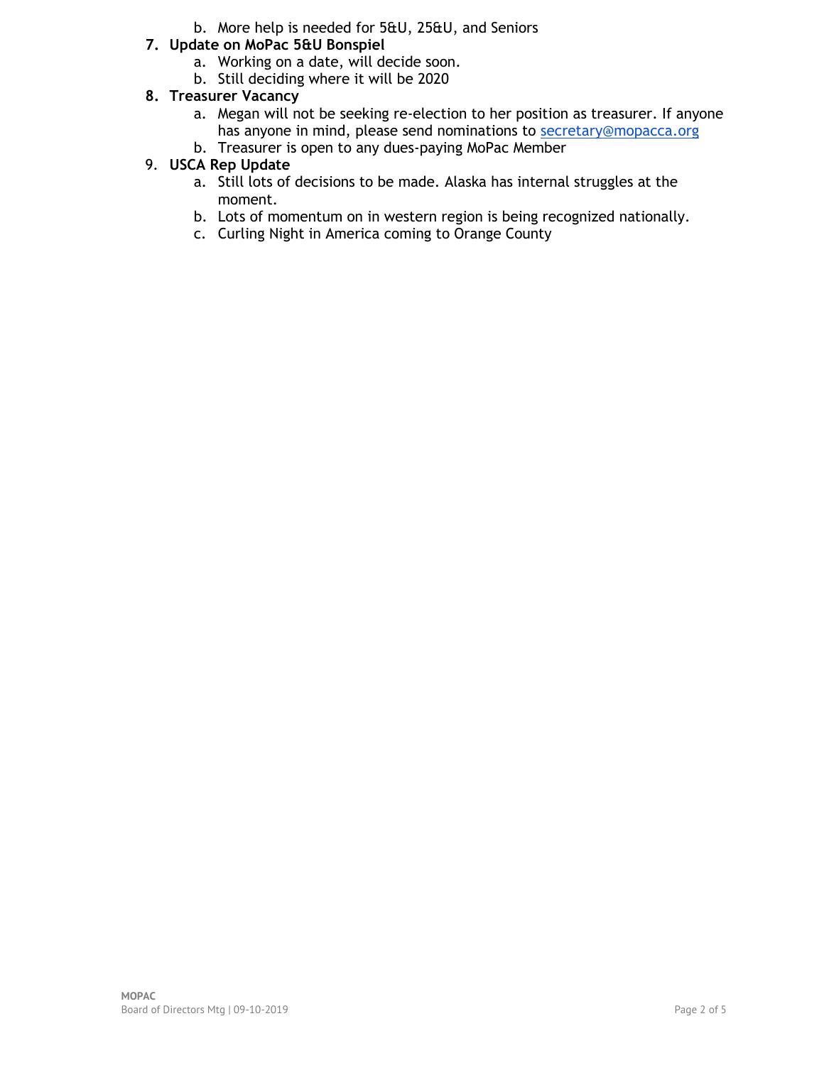b. More help is needed for 5&U, 25&U, and Seniors

7. **Update on MoPac 5&U Bonspiel**
   a. Working on a date, will decide soon.
   b. Still deciding where it will be 2020
8. **Treasurer Vacancy**
   a. Megan will not be seeking re-election to her position as treasurer. If anyone has anyone in mind, please send nominations to secretary@mopacca.org
   b. Treasurer is open to any dues-paying MoPac Member
9. **USCA Rep Update**
   a. Still lots of decisions to be made. Alaska has internal struggles at the moment.
   b. Lots of momentum on in western region is being recognized nationally.
   c. Curling Night in America coming to Orange County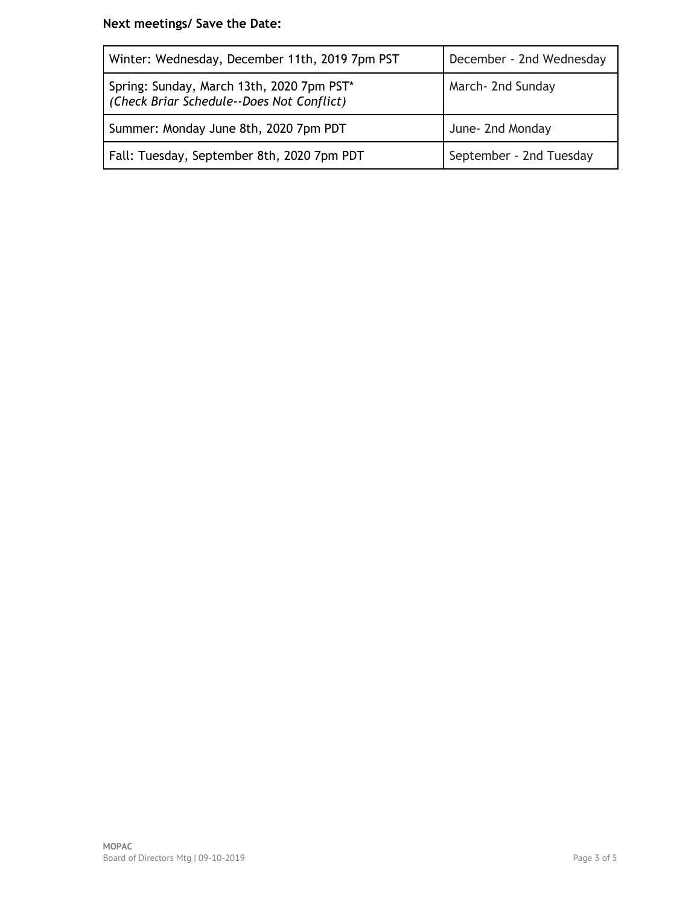**Next meetings/ Save the Date:**

| | |
|---|---|
| Winter: Wednesday, December 11th, 2019 7pm PST | December - 2nd Wednesday |
| Spring: Sunday, March 13th, 2020 7pm PST* *(Check Briar Schedule--Does Not Conflict)* | March- 2nd Sunday |
| Summer: Monday June 8th, 2020 7pm PDT | June- 2nd Monday |
| Fall: Tuesday, September 8th, 2020 7pm PDT | September - 2nd Tuesday |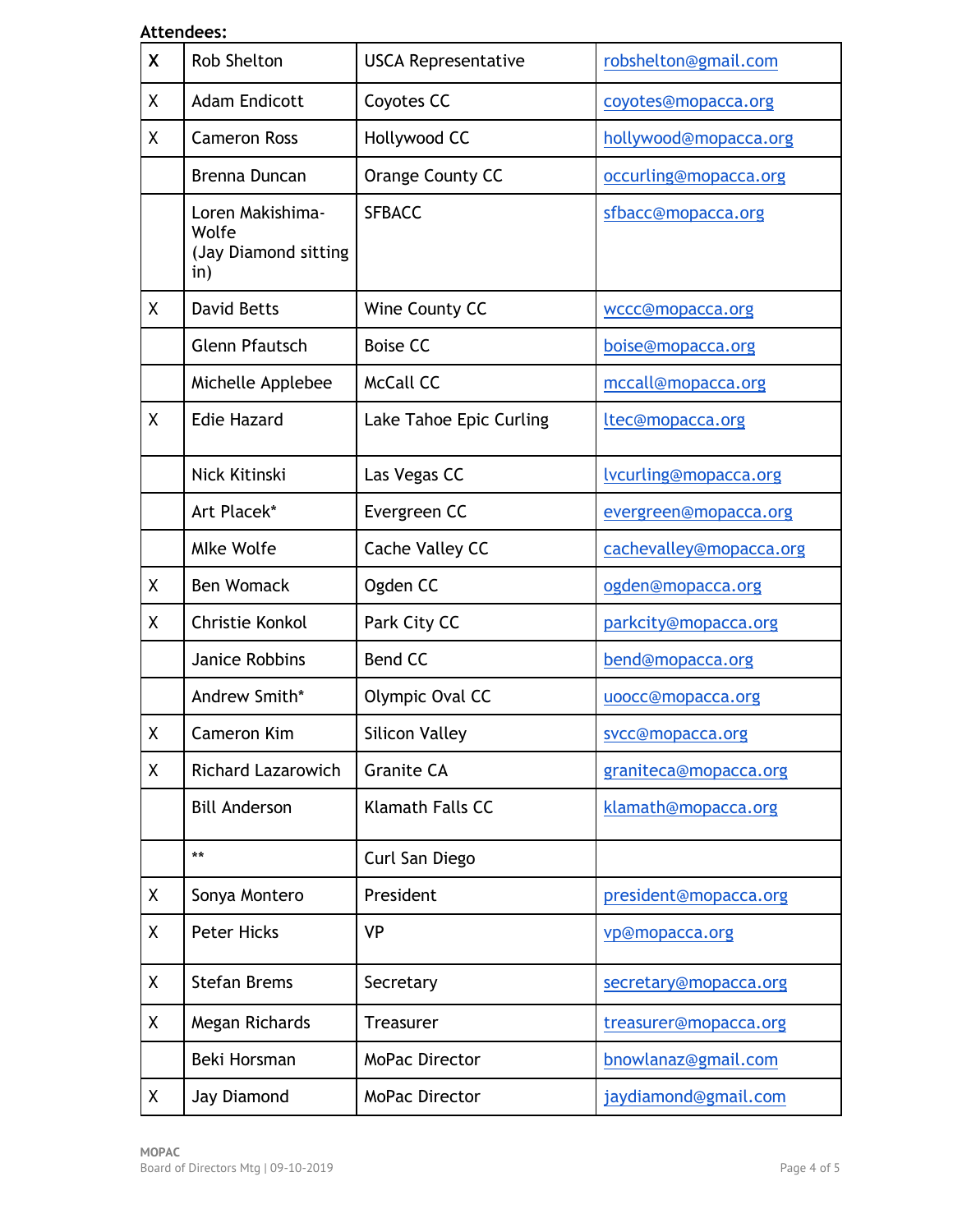**Attendees:**

| | | | |
|---|---|---|---|
| **X** | Rob Shelton | USCA Representative | robshelton@gmail.com |
| X | Adam Endicott | Coyotes CC | coyotes@mopacca.org |
| X | Cameron Ross | Hollywood CC | hollywood@mopacca.org |
| | Brenna Duncan | Orange County CC | occurling@mopacca.org |
| | Loren Makishima-Wolfe (Jay Diamond sitting in) | SFBACC | sfbacc@mopacca.org |
| X | David Betts | Wine County CC | wccc@mopacca.org |
| | Glenn Pfautsch | Boise CC | boise@mopacca.org |
| | Michelle Applebee | McCall CC | mccall@mopacca.org |
| X | Edie Hazard | Lake Tahoe Epic Curling | ltec@mopacca.org |
| | Nick Kitinski | Las Vegas CC | lvcurling@mopacca.org |
| | Art Placek* | Evergreen CC | evergreen@mopacca.org |
| | MIke Wolfe | Cache Valley CC | cachevalley@mopacca.org |
| X | Ben Womack | Ogden CC | ogden@mopacca.org |
| X | Christie Konkol | Park City CC | parkcity@mopacca.org |
| | Janice Robbins | Bend CC | bend@mopacca.org |
| | Andrew Smith* | Olympic Oval CC | uoocc@mopacca.org |
| X | Cameron Kim | Silicon Valley | svcc@mopacca.org |
| X | Richard Lazarowich | Granite CA | graniteca@mopacca.org |
| | Bill Anderson | Klamath Falls CC | klamath@mopacca.org |
| | ** | Curl San Diego | |
| X | Sonya Montero | President | president@mopacca.org |
| X | Peter Hicks | VP | vp@mopacca.org |
| X | Stefan Brems | Secretary | secretary@mopacca.org |
| X | Megan Richards | Treasurer | treasurer@mopacca.org |
| | Beki Horsman | MoPac Director | bnowlanaz@gmail.com |
| X | Jay Diamond | MoPac Director | jaydiamond@gmail.com |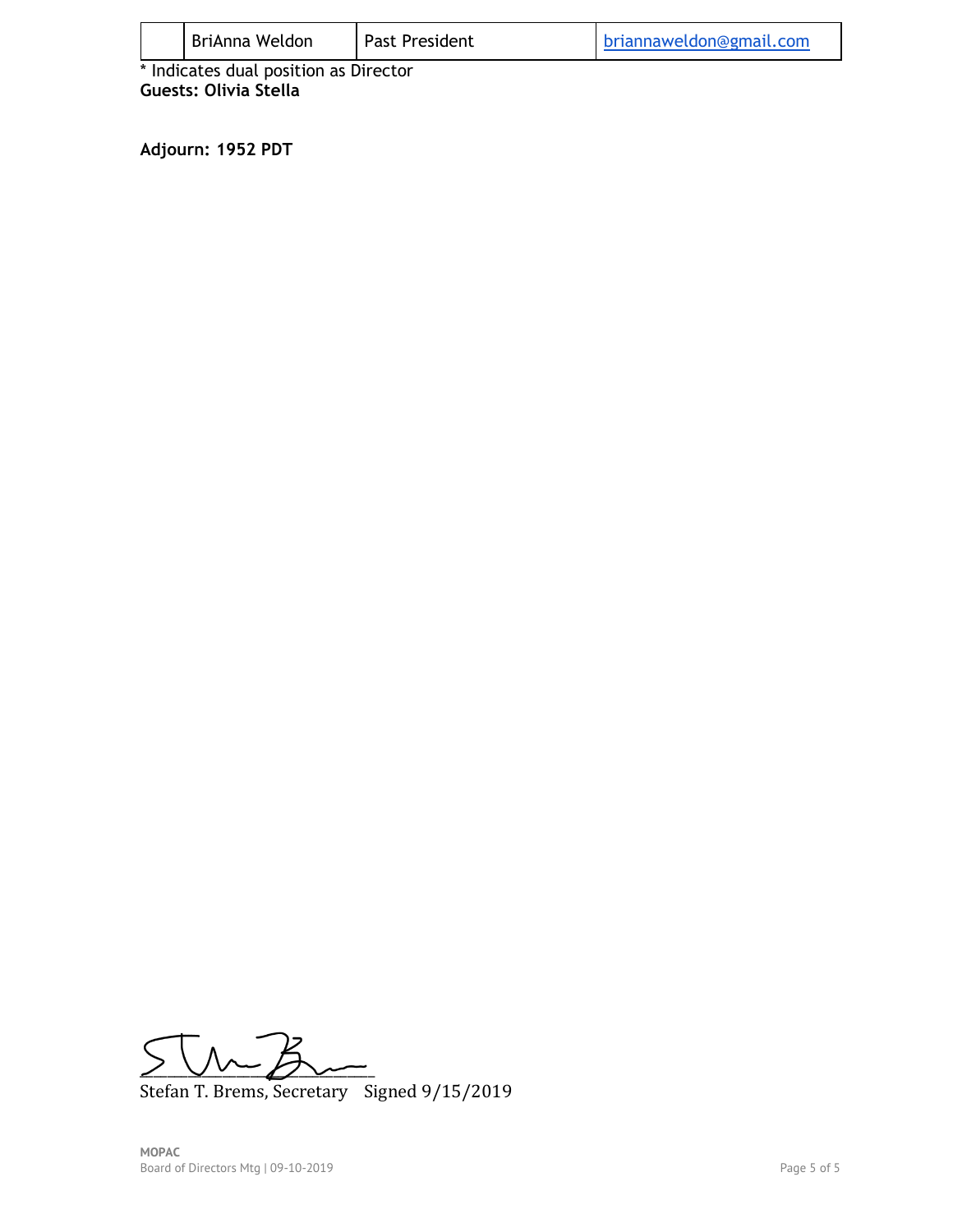| | | | |
|---|---|---|---|
| | BriAnna Weldon | Past President | briannaweldon@gmail.com |

* Indicates dual position as Director

**Guests: Olivia Stella**

**Adjourn: 1952 PDT**

Stefan T. Brems, Secretary Signed 9/15/2019